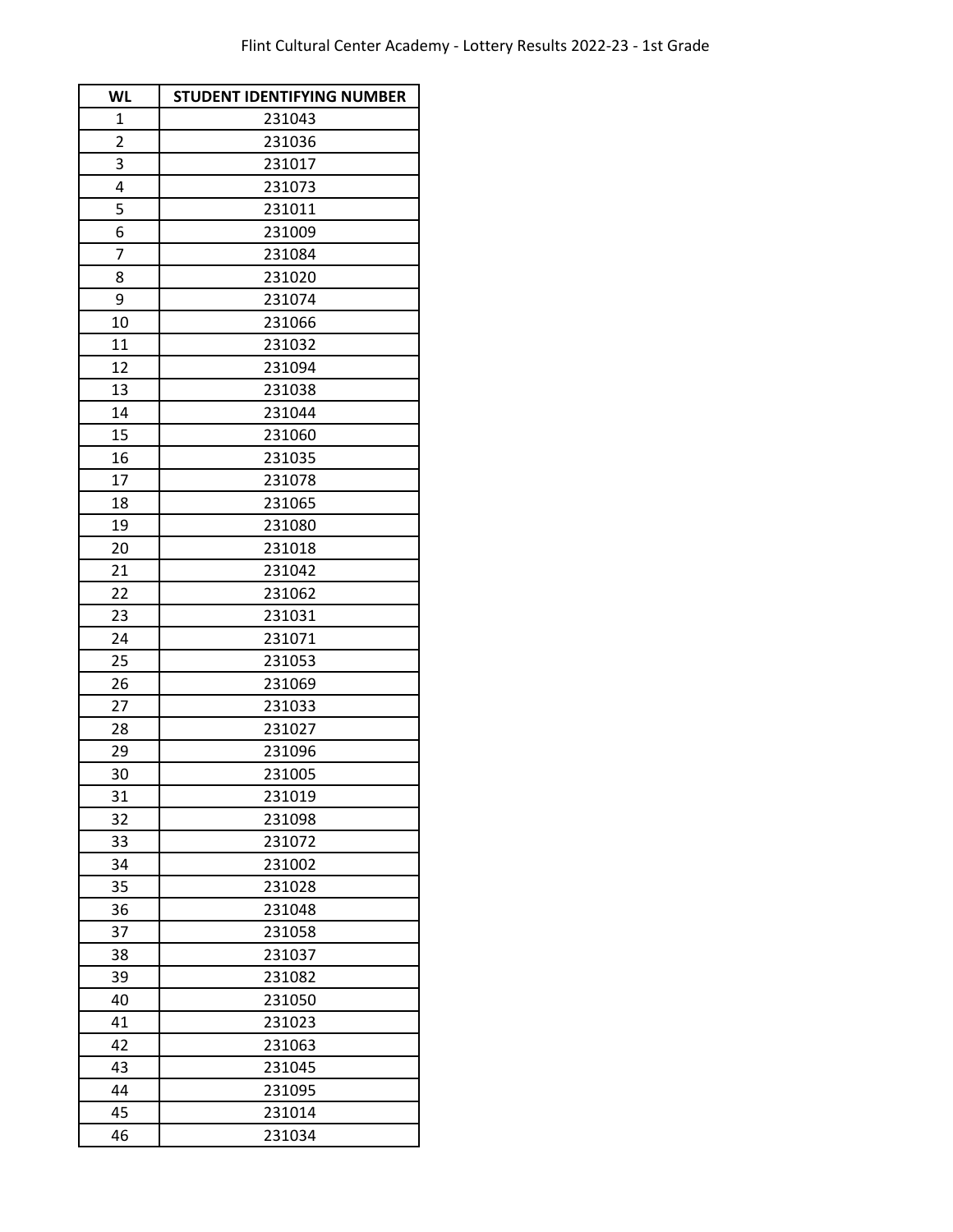# Flint Cultural Center Academy - Lottery Results 2022-23 - 1st Grade

| WL | STUDENT IDENTIFYING NUMBER |
|---|---|
| 1 | 231043 |
| 2 | 231036 |
| 3 | 231017 |
| 4 | 231073 |
| 5 | 231011 |
| 6 | 231009 |
| 7 | 231084 |
| 8 | 231020 |
| 9 | 231074 |
| 10 | 231066 |
| 11 | 231032 |
| 12 | 231094 |
| 13 | 231038 |
| 14 | 231044 |
| 15 | 231060 |
| 16 | 231035 |
| 17 | 231078 |
| 18 | 231065 |
| 19 | 231080 |
| 20 | 231018 |
| 21 | 231042 |
| 22 | 231062 |
| 23 | 231031 |
| 24 | 231071 |
| 25 | 231053 |
| 26 | 231069 |
| 27 | 231033 |
| 28 | 231027 |
| 29 | 231096 |
| 30 | 231005 |
| 31 | 231019 |
| 32 | 231098 |
| 33 | 231072 |
| 34 | 231002 |
| 35 | 231028 |
| 36 | 231048 |
| 37 | 231058 |
| 38 | 231037 |
| 39 | 231082 |
| 40 | 231050 |
| 41 | 231023 |
| 42 | 231063 |
| 43 | 231045 |
| 44 | 231095 |
| 45 | 231014 |
| 46 | 231034 |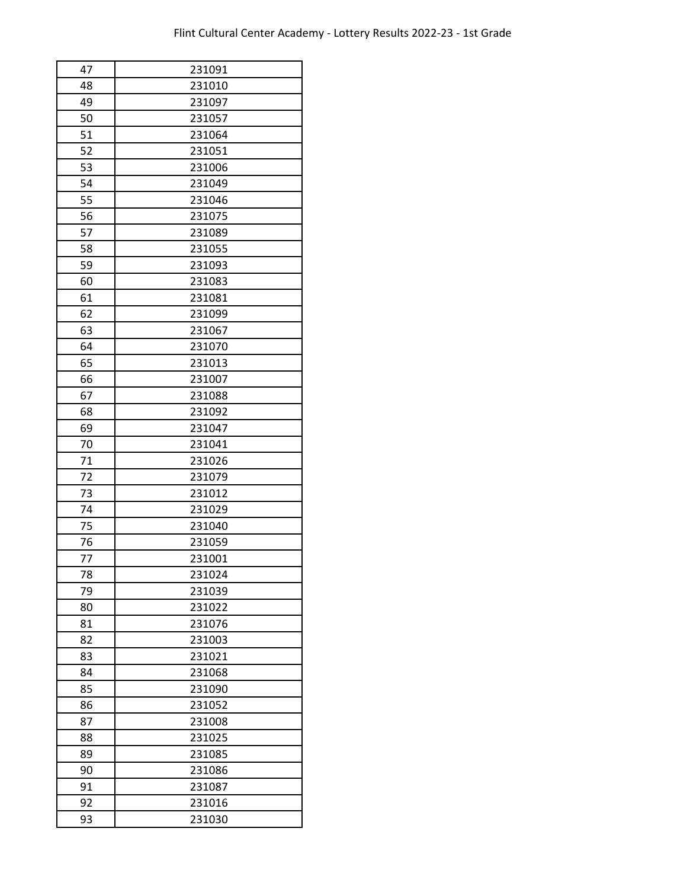| 47 | 231091 |
|---|---|
| 48 | 231010 |
| 49 | 231097 |
| 50 | 231057 |
| 51 | 231064 |
| 52 | 231051 |
| 53 | 231006 |
| 54 | 231049 |
| 55 | 231046 |
| 56 | 231075 |
| 57 | 231089 |
| 58 | 231055 |
| 59 | 231093 |
| 60 | 231083 |
| 61 | 231081 |
| 62 | 231099 |
| 63 | 231067 |
| 64 | 231070 |
| 65 | 231013 |
| 66 | 231007 |
| 67 | 231088 |
| 68 | 231092 |
| 69 | 231047 |
| 70 | 231041 |
| 71 | 231026 |
| 72 | 231079 |
| 73 | 231012 |
| 74 | 231029 |
| 75 | 231040 |
| 76 | 231059 |
| 77 | 231001 |
| 78 | 231024 |
| 79 | 231039 |
| 80 | 231022 |
| 81 | 231076 |
| 82 | 231003 |
| 83 | 231021 |
| 84 | 231068 |
| 85 | 231090 |
| 86 | 231052 |
| 87 | 231008 |
| 88 | 231025 |
| 89 | 231085 |
| 90 | 231086 |
| 91 | 231087 |
| 92 | 231016 |
| 93 | 231030 |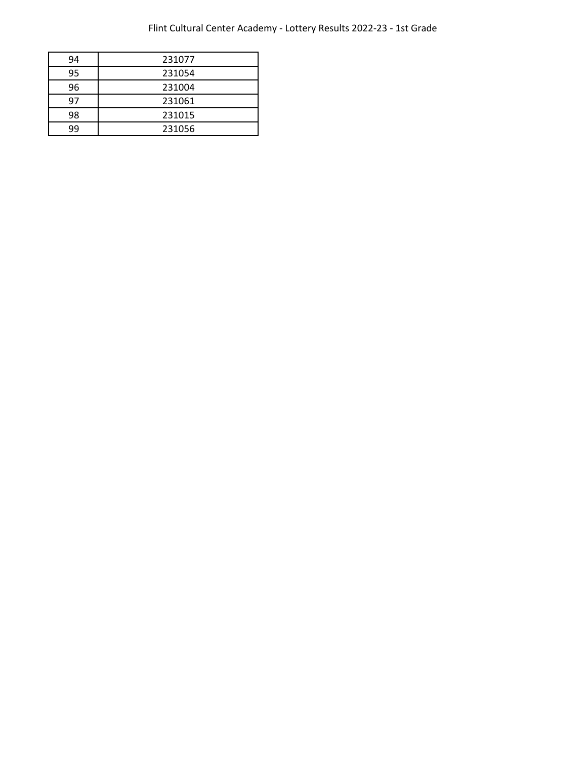| | |
|---|---|
| 94 | 231077 |
| 95 | 231054 |
| 96 | 231004 |
| 97 | 231061 |
| 98 | 231015 |
| 99 | 231056 |